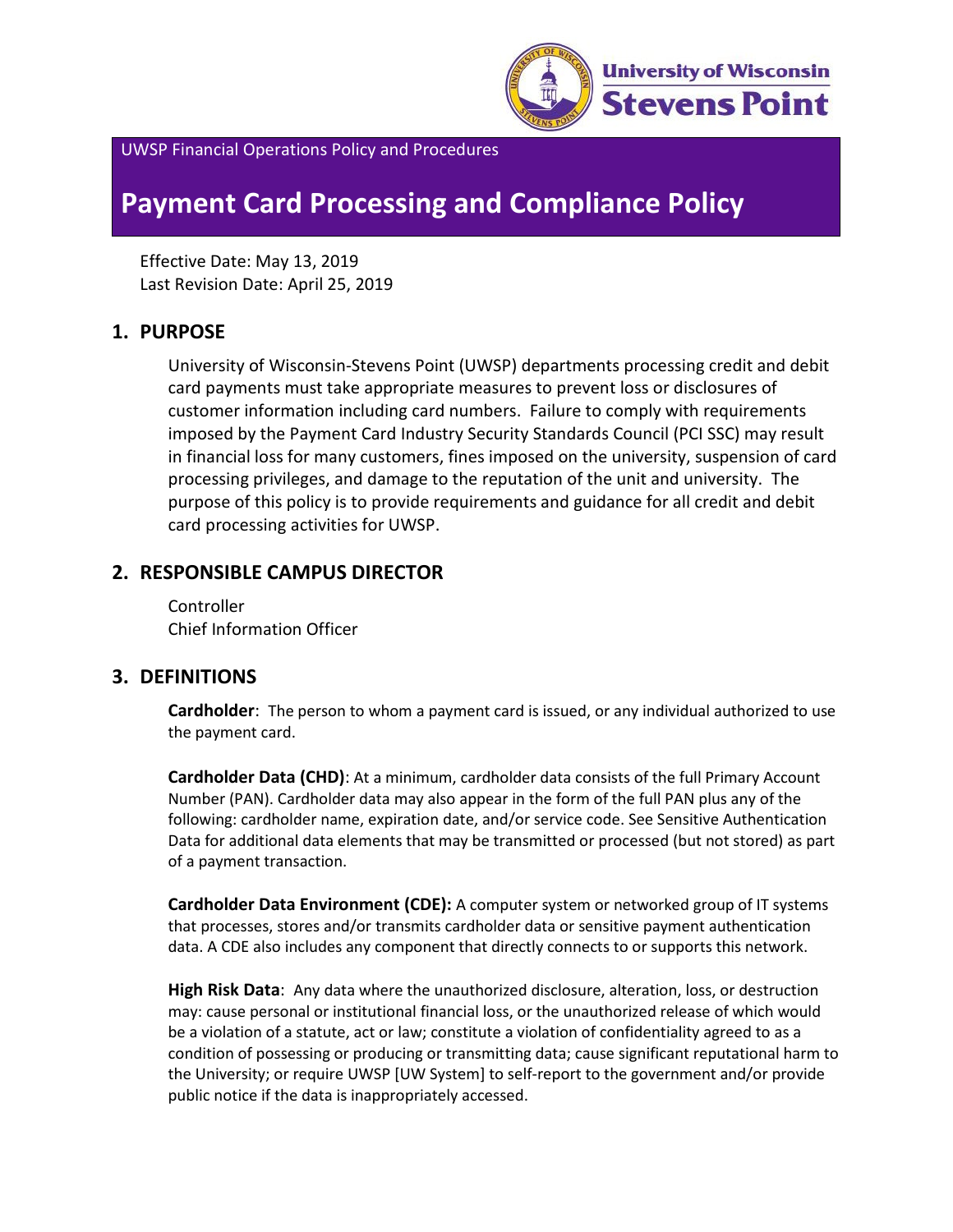UWSP Financial Operations Policy and Procedures

# Payment Card Processing and Compliance Policy

Effective Date: May 13, 2019
Last Revision Date: April 25, 2019

## 1. PURPOSE

University of Wisconsin-Stevens Point (UWSP) departments processing credit and debit card payments must take appropriate measures to prevent loss or disclosures of customer information including card numbers. Failure to comply with requirements imposed by the Payment Card Industry Security Standards Council (PCI SSC) may result in financial loss for many customers, fines imposed on the university, suspension of card processing privileges, and damage to the reputation of the unit and university. The purpose of this policy is to provide requirements and guidance for all credit and debit card processing activities for UWSP.

## 2. RESPONSIBLE CAMPUS DIRECTOR

Controller
Chief Information Officer

## 3. DEFINITIONS

**Cardholder**: The person to whom a payment card is issued, or any individual authorized to use the payment card.

**Cardholder Data (CHD)**: At a minimum, cardholder data consists of the full Primary Account Number (PAN). Cardholder data may also appear in the form of the full PAN plus any of the following: cardholder name, expiration date, and/or service code. See Sensitive Authentication Data for additional data elements that may be transmitted or processed (but not stored) as part of a payment transaction.

**Cardholder Data Environment (CDE):** A computer system or networked group of IT systems that processes, stores and/or transmits cardholder data or sensitive payment authentication data. A CDE also includes any component that directly connects to or supports this network.

**High Risk Data**: Any data where the unauthorized disclosure, alteration, loss, or destruction may: cause personal or institutional financial loss, or the unauthorized release of which would be a violation of a statute, act or law; constitute a violation of confidentiality agreed to as a condition of possessing or producing or transmitting data; cause significant reputational harm to the University; or require UWSP [UW System] to self-report to the government and/or provide public notice if the data is inappropriately accessed.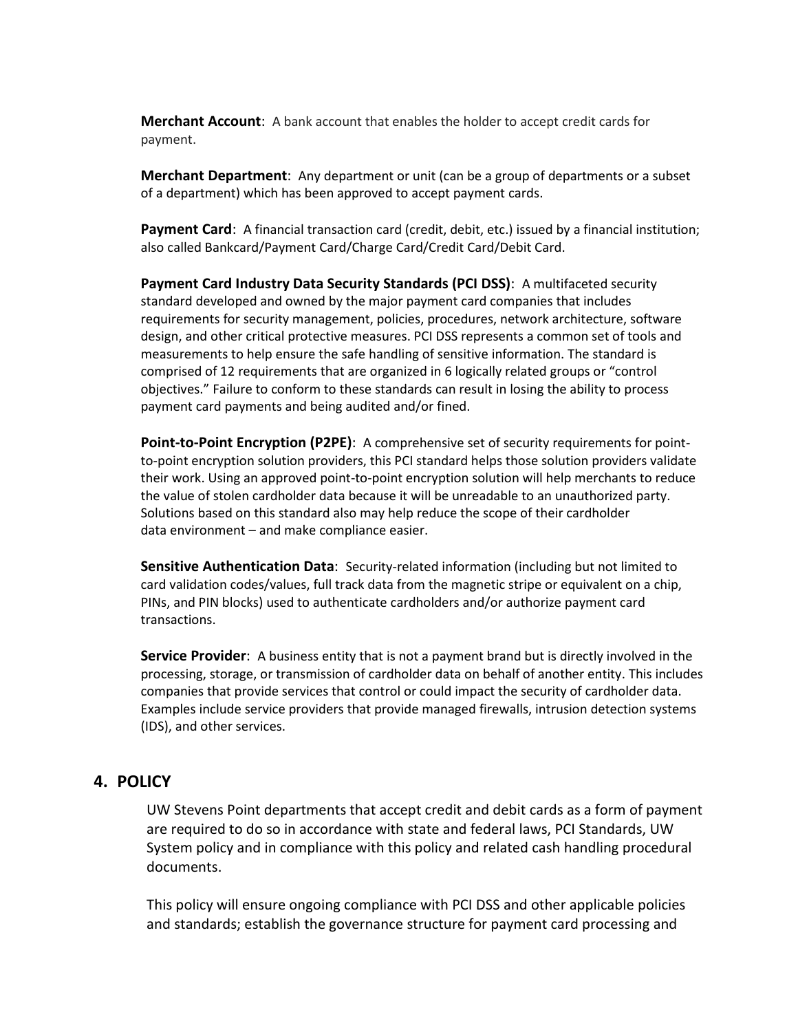**Merchant Account**: A bank account that enables the holder to accept credit cards for payment.

**Merchant Department**: Any department or unit (can be a group of departments or a subset of a department) which has been approved to accept payment cards.

**Payment Card**: A financial transaction card (credit, debit, etc.) issued by a financial institution; also called Bankcard/Payment Card/Charge Card/Credit Card/Debit Card.

**Payment Card Industry Data Security Standards (PCI DSS)**: A multifaceted security standard developed and owned by the major payment card companies that includes requirements for security management, policies, procedures, network architecture, software design, and other critical protective measures. PCI DSS represents a common set of tools and measurements to help ensure the safe handling of sensitive information. The standard is comprised of 12 requirements that are organized in 6 logically related groups or "control objectives." Failure to conform to these standards can result in losing the ability to process payment card payments and being audited and/or fined.

**Point-to-Point Encryption (P2PE)**: A comprehensive set of security requirements for point-to-point encryption solution providers, this PCI standard helps those solution providers validate their work. Using an approved point-to-point encryption solution will help merchants to reduce the value of stolen cardholder data because it will be unreadable to an unauthorized party. Solutions based on this standard also may help reduce the scope of their cardholder data environment – and make compliance easier.

**Sensitive Authentication Data**: Security-related information (including but not limited to card validation codes/values, full track data from the magnetic stripe or equivalent on a chip, PINs, and PIN blocks) used to authenticate cardholders and/or authorize payment card transactions.

**Service Provider**: A business entity that is not a payment brand but is directly involved in the processing, storage, or transmission of cardholder data on behalf of another entity. This includes companies that provide services that control or could impact the security of cardholder data. Examples include service providers that provide managed firewalls, intrusion detection systems (IDS), and other services.

## 4. POLICY

UW Stevens Point departments that accept credit and debit cards as a form of payment are required to do so in accordance with state and federal laws, PCI Standards, UW System policy and in compliance with this policy and related cash handling procedural documents.

This policy will ensure ongoing compliance with PCI DSS and other applicable policies and standards; establish the governance structure for payment card processing and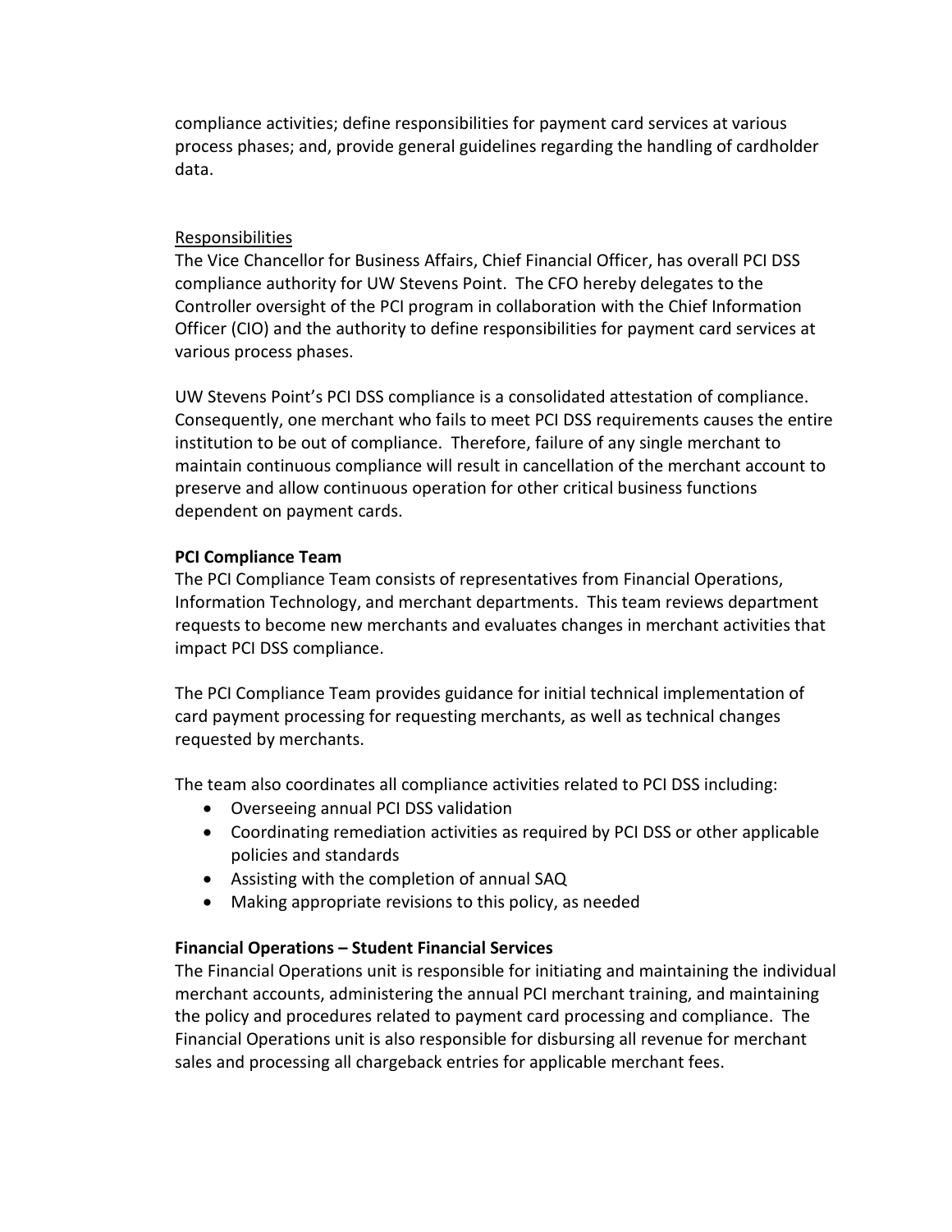compliance activities; define responsibilities for payment card services at various process phases; and, provide general guidelines regarding the handling of cardholder data.

## Responsibilities

The Vice Chancellor for Business Affairs, Chief Financial Officer, has overall PCI DSS compliance authority for UW Stevens Point. The CFO hereby delegates to the Controller oversight of the PCI program in collaboration with the Chief Information Officer (CIO) and the authority to define responsibilities for payment card services at various process phases.

UW Stevens Point's PCI DSS compliance is a consolidated attestation of compliance. Consequently, one merchant who fails to meet PCI DSS requirements causes the entire institution to be out of compliance. Therefore, failure of any single merchant to maintain continuous compliance will result in cancellation of the merchant account to preserve and allow continuous operation for other critical business functions dependent on payment cards.

### PCI Compliance Team

The PCI Compliance Team consists of representatives from Financial Operations, Information Technology, and merchant departments. This team reviews department requests to become new merchants and evaluates changes in merchant activities that impact PCI DSS compliance.

The PCI Compliance Team provides guidance for initial technical implementation of card payment processing for requesting merchants, as well as technical changes requested by merchants.

The team also coordinates all compliance activities related to PCI DSS including:

- Overseeing annual PCI DSS validation
- Coordinating remediation activities as required by PCI DSS or other applicable policies and standards
- Assisting with the completion of annual SAQ
- Making appropriate revisions to this policy, as needed

### Financial Operations – Student Financial Services

The Financial Operations unit is responsible for initiating and maintaining the individual merchant accounts, administering the annual PCI merchant training, and maintaining the policy and procedures related to payment card processing and compliance. The Financial Operations unit is also responsible for disbursing all revenue for merchant sales and processing all chargeback entries for applicable merchant fees.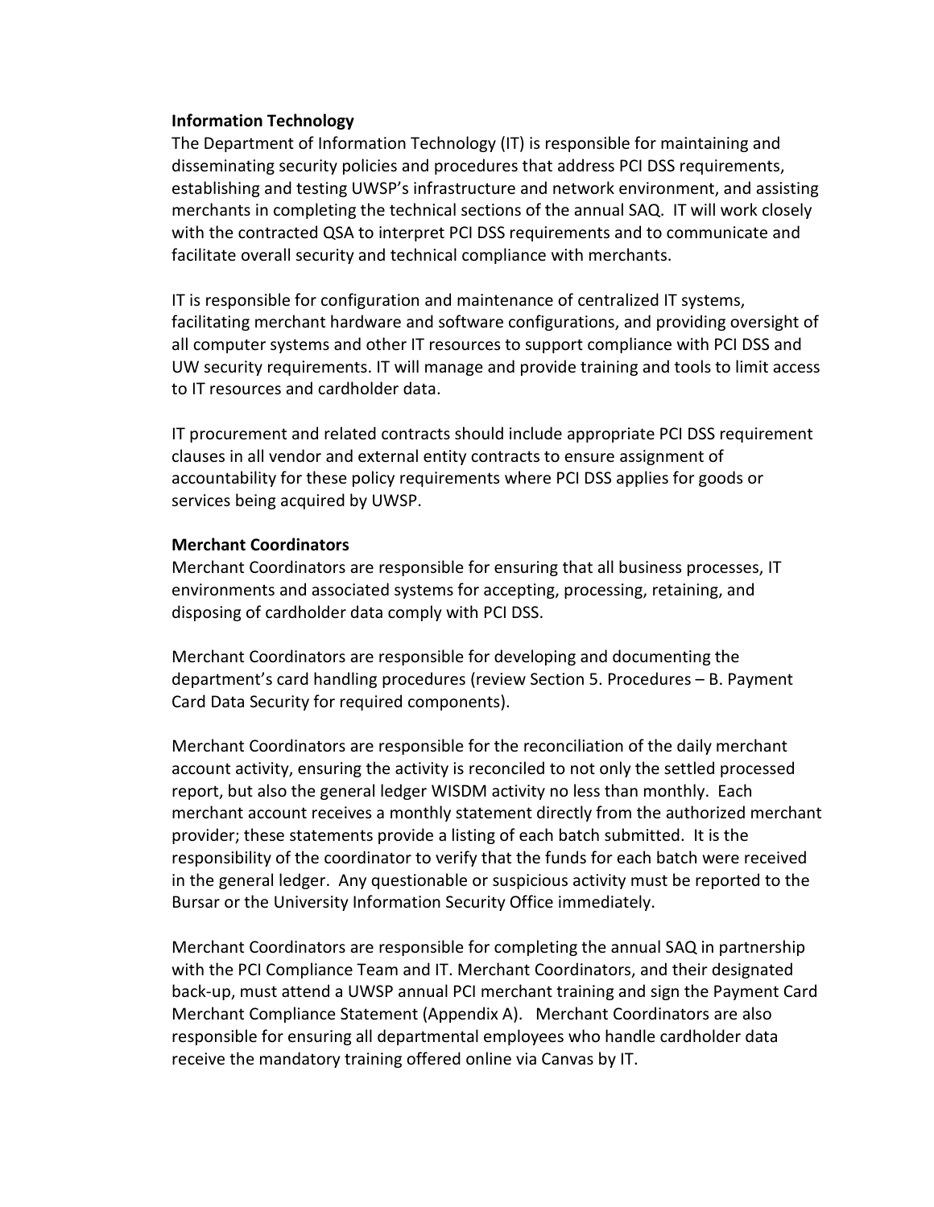**Information Technology**

The Department of Information Technology (IT) is responsible for maintaining and disseminating security policies and procedures that address PCI DSS requirements, establishing and testing UWSP's infrastructure and network environment, and assisting merchants in completing the technical sections of the annual SAQ. IT will work closely with the contracted QSA to interpret PCI DSS requirements and to communicate and facilitate overall security and technical compliance with merchants.

IT is responsible for configuration and maintenance of centralized IT systems, facilitating merchant hardware and software configurations, and providing oversight of all computer systems and other IT resources to support compliance with PCI DSS and UW security requirements. IT will manage and provide training and tools to limit access to IT resources and cardholder data.

IT procurement and related contracts should include appropriate PCI DSS requirement clauses in all vendor and external entity contracts to ensure assignment of accountability for these policy requirements where PCI DSS applies for goods or services being acquired by UWSP.

**Merchant Coordinators**

Merchant Coordinators are responsible for ensuring that all business processes, IT environments and associated systems for accepting, processing, retaining, and disposing of cardholder data comply with PCI DSS.

Merchant Coordinators are responsible for developing and documenting the department's card handling procedures (review Section 5. Procedures – B. Payment Card Data Security for required components).

Merchant Coordinators are responsible for the reconciliation of the daily merchant account activity, ensuring the activity is reconciled to not only the settled processed report, but also the general ledger WISDM activity no less than monthly. Each merchant account receives a monthly statement directly from the authorized merchant provider; these statements provide a listing of each batch submitted. It is the responsibility of the coordinator to verify that the funds for each batch were received in the general ledger. Any questionable or suspicious activity must be reported to the Bursar or the University Information Security Office immediately.

Merchant Coordinators are responsible for completing the annual SAQ in partnership with the PCI Compliance Team and IT. Merchant Coordinators, and their designated back-up, must attend a UWSP annual PCI merchant training and sign the Payment Card Merchant Compliance Statement (Appendix A). Merchant Coordinators are also responsible for ensuring all departmental employees who handle cardholder data receive the mandatory training offered online via Canvas by IT.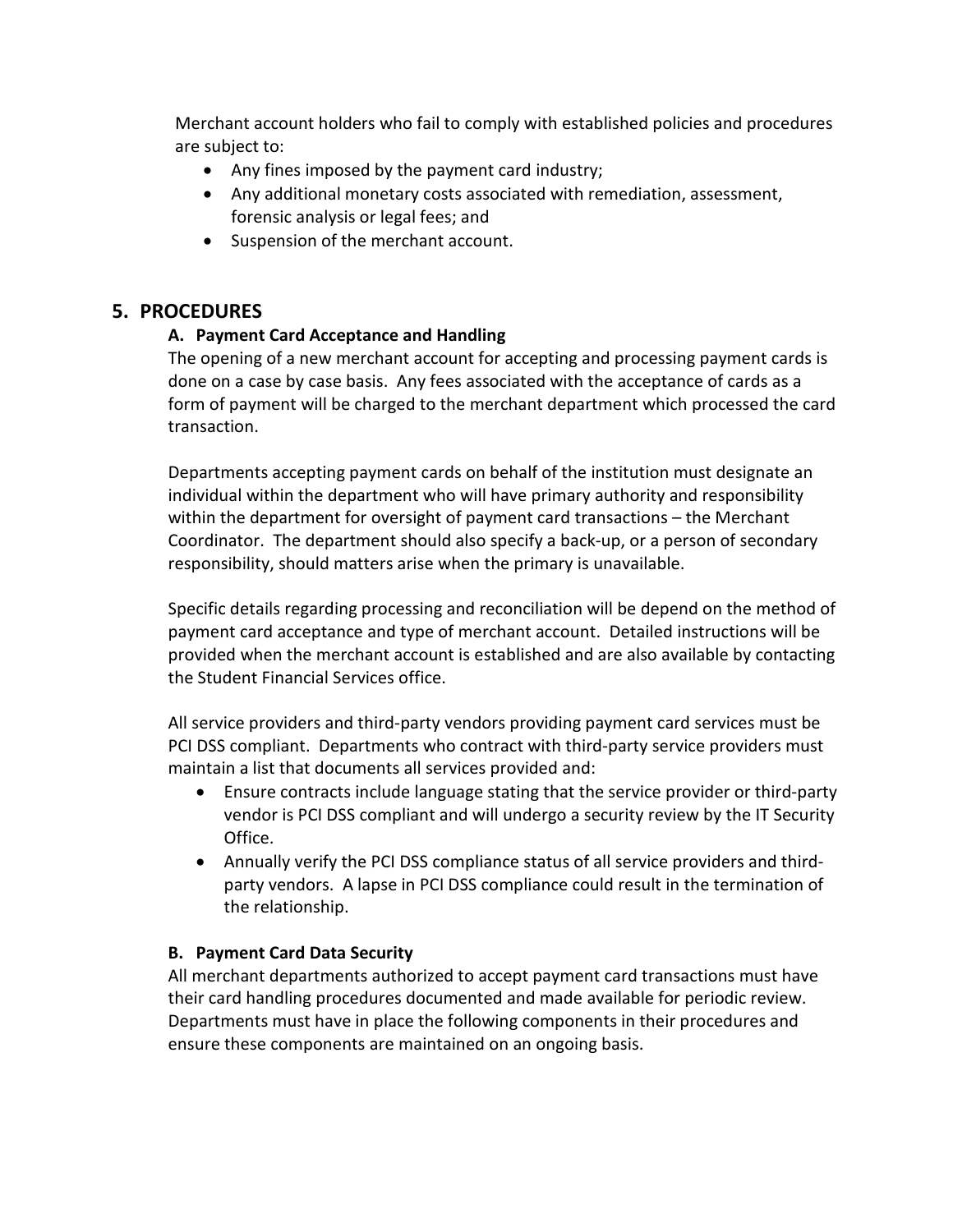Merchant account holders who fail to comply with established policies and procedures are subject to:

- Any fines imposed by the payment card industry;
- Any additional monetary costs associated with remediation, assessment, forensic analysis or legal fees; and
- Suspension of the merchant account.

## 5. PROCEDURES

### A. Payment Card Acceptance and Handling

The opening of a new merchant account for accepting and processing payment cards is done on a case by case basis. Any fees associated with the acceptance of cards as a form of payment will be charged to the merchant department which processed the card transaction.

Departments accepting payment cards on behalf of the institution must designate an individual within the department who will have primary authority and responsibility within the department for oversight of payment card transactions – the Merchant Coordinator. The department should also specify a back-up, or a person of secondary responsibility, should matters arise when the primary is unavailable.

Specific details regarding processing and reconciliation will be depend on the method of payment card acceptance and type of merchant account. Detailed instructions will be provided when the merchant account is established and are also available by contacting the Student Financial Services office.

All service providers and third-party vendors providing payment card services must be PCI DSS compliant. Departments who contract with third-party service providers must maintain a list that documents all services provided and:

- Ensure contracts include language stating that the service provider or third-party vendor is PCI DSS compliant and will undergo a security review by the IT Security Office.
- Annually verify the PCI DSS compliance status of all service providers and third-party vendors. A lapse in PCI DSS compliance could result in the termination of the relationship.

### B. Payment Card Data Security

All merchant departments authorized to accept payment card transactions must have their card handling procedures documented and made available for periodic review. Departments must have in place the following components in their procedures and ensure these components are maintained on an ongoing basis.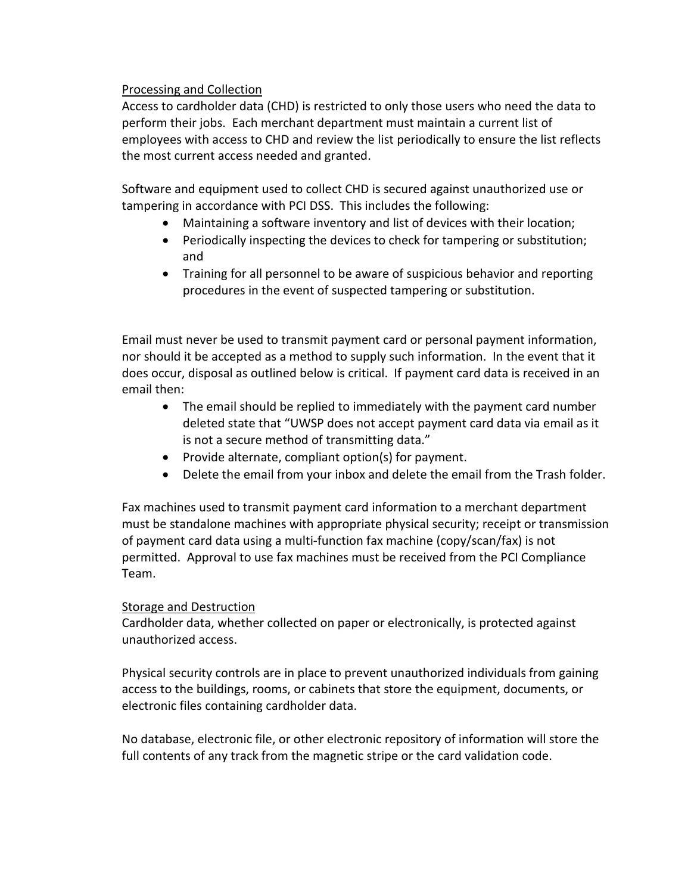<u>Processing and Collection</u>

Access to cardholder data (CHD) is restricted to only those users who need the data to perform their jobs. Each merchant department must maintain a current list of employees with access to CHD and review the list periodically to ensure the list reflects the most current access needed and granted.

Software and equipment used to collect CHD is secured against unauthorized use or tampering in accordance with PCI DSS. This includes the following:

- Maintaining a software inventory and list of devices with their location;
- Periodically inspecting the devices to check for tampering or substitution; and
- Training for all personnel to be aware of suspicious behavior and reporting procedures in the event of suspected tampering or substitution.

Email must never be used to transmit payment card or personal payment information, nor should it be accepted as a method to supply such information. In the event that it does occur, disposal as outlined below is critical. If payment card data is received in an email then:

- The email should be replied to immediately with the payment card number deleted state that "UWSP does not accept payment card data via email as it is not a secure method of transmitting data."
- Provide alternate, compliant option(s) for payment.
- Delete the email from your inbox and delete the email from the Trash folder.

Fax machines used to transmit payment card information to a merchant department must be standalone machines with appropriate physical security; receipt or transmission of payment card data using a multi-function fax machine (copy/scan/fax) is not permitted. Approval to use fax machines must be received from the PCI Compliance Team.

<u>Storage and Destruction</u>

Cardholder data, whether collected on paper or electronically, is protected against unauthorized access.

Physical security controls are in place to prevent unauthorized individuals from gaining access to the buildings, rooms, or cabinets that store the equipment, documents, or electronic files containing cardholder data.

No database, electronic file, or other electronic repository of information will store the full contents of any track from the magnetic stripe or the card validation code.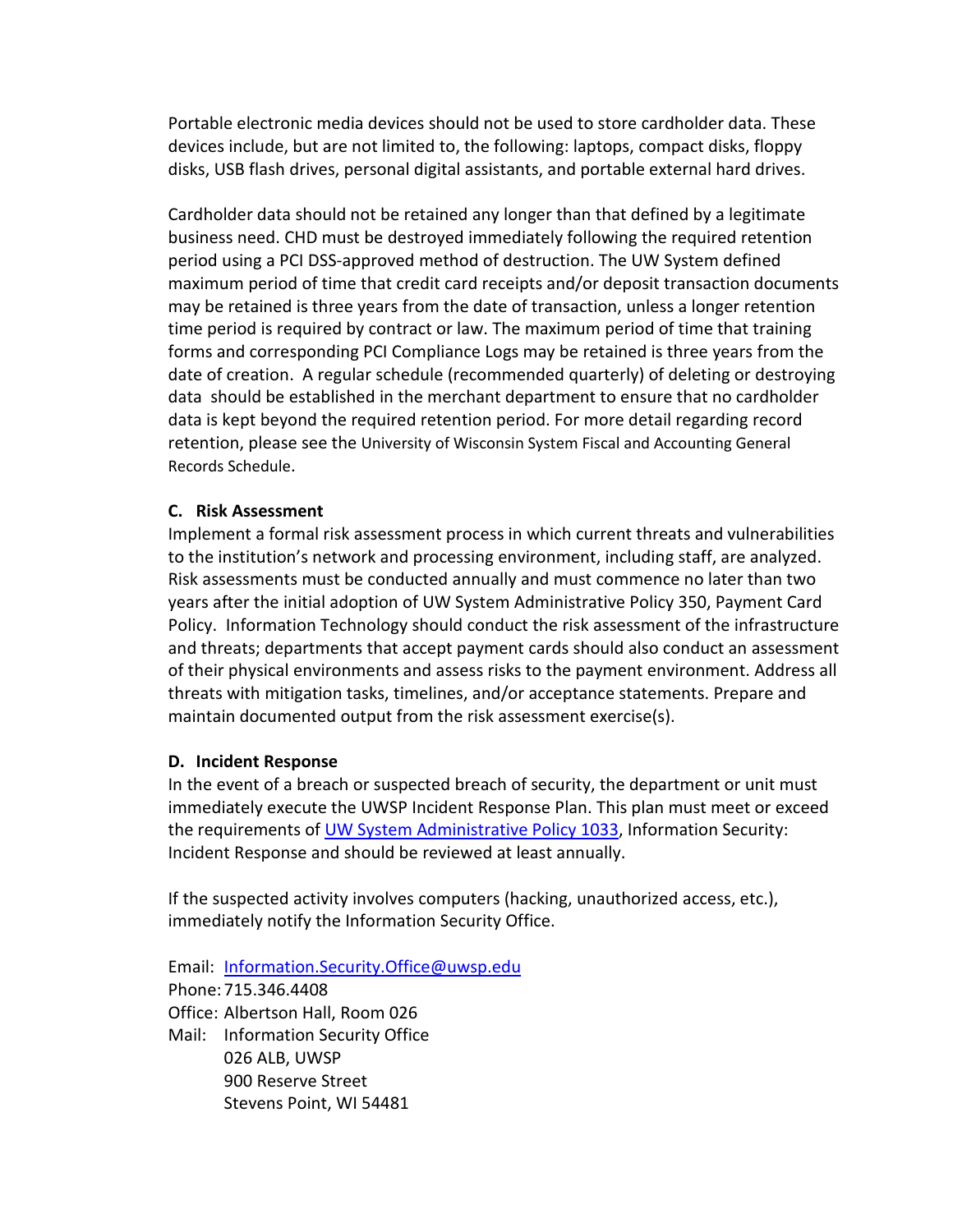Portable electronic media devices should not be used to store cardholder data. These devices include, but are not limited to, the following: laptops, compact disks, floppy disks, USB flash drives, personal digital assistants, and portable external hard drives.

Cardholder data should not be retained any longer than that defined by a legitimate business need. CHD must be destroyed immediately following the required retention period using a PCI DSS-approved method of destruction. The UW System defined maximum period of time that credit card receipts and/or deposit transaction documents may be retained is three years from the date of transaction, unless a longer retention time period is required by contract or law. The maximum period of time that training forms and corresponding PCI Compliance Logs may be retained is three years from the date of creation. A regular schedule (recommended quarterly) of deleting or destroying data should be established in the merchant department to ensure that no cardholder data is kept beyond the required retention period. For more detail regarding record retention, please see the University of Wisconsin System Fiscal and Accounting General Records Schedule.

**C. Risk Assessment**

Implement a formal risk assessment process in which current threats and vulnerabilities to the institution's network and processing environment, including staff, are analyzed. Risk assessments must be conducted annually and must commence no later than two years after the initial adoption of UW System Administrative Policy 350, Payment Card Policy. Information Technology should conduct the risk assessment of the infrastructure and threats; departments that accept payment cards should also conduct an assessment of their physical environments and assess risks to the payment environment. Address all threats with mitigation tasks, timelines, and/or acceptance statements. Prepare and maintain documented output from the risk assessment exercise(s).

**D. Incident Response**

In the event of a breach or suspected breach of security, the department or unit must immediately execute the UWSP Incident Response Plan. This plan must meet or exceed the requirements of UW System Administrative Policy 1033, Information Security: Incident Response and should be reviewed at least annually.

If the suspected activity involves computers (hacking, unauthorized access, etc.), immediately notify the Information Security Office.

Email: Information.Security.Office@uwsp.edu
Phone: 715.346.4408
Office: Albertson Hall, Room 026
Mail: Information Security Office
026 ALB, UWSP
900 Reserve Street
Stevens Point, WI 54481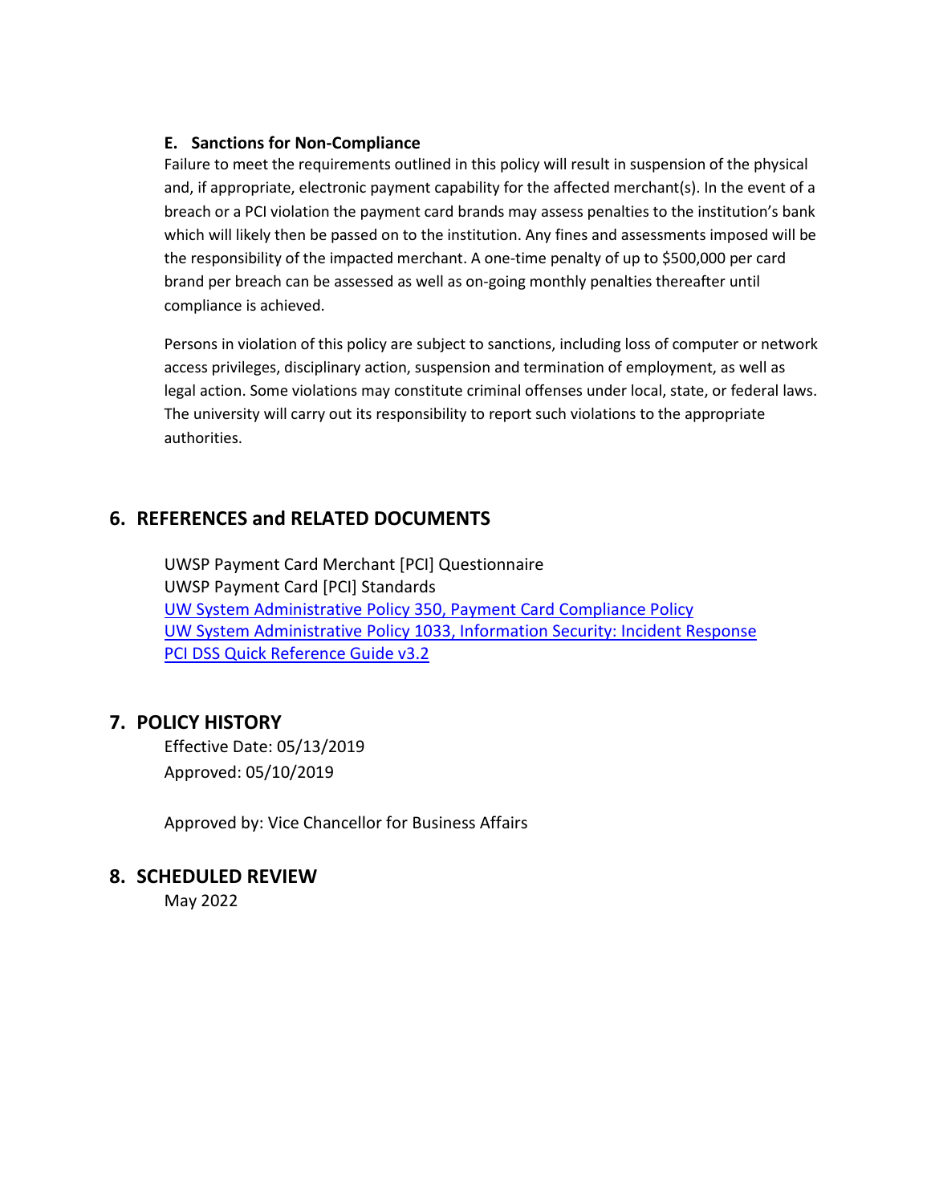### E. Sanctions for Non-Compliance

Failure to meet the requirements outlined in this policy will result in suspension of the physical and, if appropriate, electronic payment capability for the affected merchant(s). In the event of a breach or a PCI violation the payment card brands may assess penalties to the institution's bank which will likely then be passed on to the institution. Any fines and assessments imposed will be the responsibility of the impacted merchant. A one-time penalty of up to $500,000 per card brand per breach can be assessed as well as on-going monthly penalties thereafter until compliance is achieved.

Persons in violation of this policy are subject to sanctions, including loss of computer or network access privileges, disciplinary action, suspension and termination of employment, as well as legal action. Some violations may constitute criminal offenses under local, state, or federal laws. The university will carry out its responsibility to report such violations to the appropriate authorities.

## 6. REFERENCES and RELATED DOCUMENTS

UWSP Payment Card Merchant [PCI] Questionnaire
UWSP Payment Card [PCI] Standards
UW System Administrative Policy 350, Payment Card Compliance Policy
UW System Administrative Policy 1033, Information Security: Incident Response
PCI DSS Quick Reference Guide v3.2

## 7. POLICY HISTORY

Effective Date: 05/13/2019
Approved: 05/10/2019

Approved by: Vice Chancellor for Business Affairs

## 8. SCHEDULED REVIEW

May 2022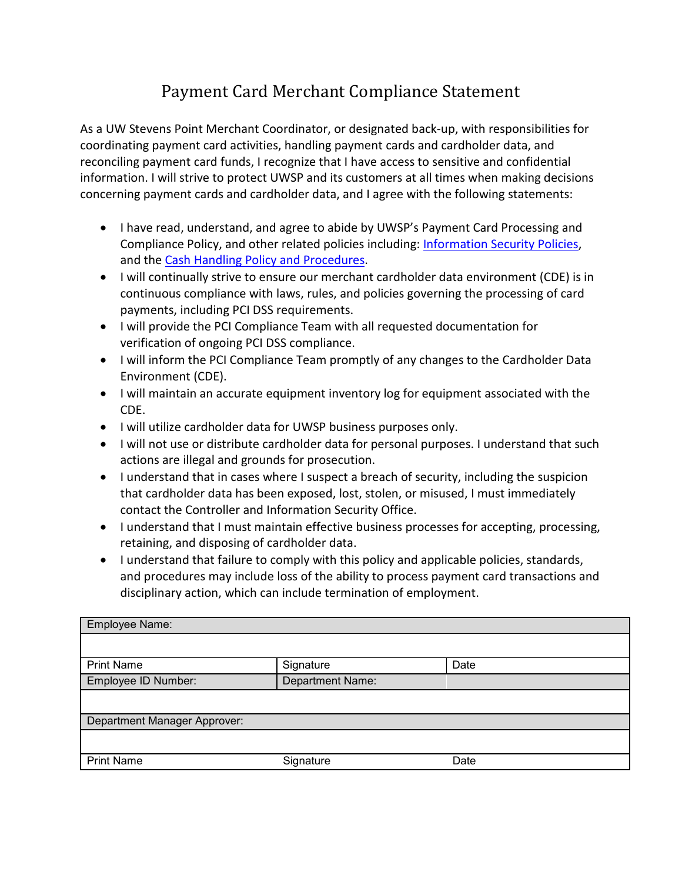# Payment Card Merchant Compliance Statement

As a UW Stevens Point Merchant Coordinator, or designated back-up, with responsibilities for coordinating payment card activities, handling payment cards and cardholder data, and reconciling payment card funds, I recognize that I have access to sensitive and confidential information. I will strive to protect UWSP and its customers at all times when making decisions concerning payment cards and cardholder data, and I agree with the following statements:

- I have read, understand, and agree to abide by UWSP's Payment Card Processing and Compliance Policy, and other related policies including: Information Security Policies, and the Cash Handling Policy and Procedures.
- I will continually strive to ensure our merchant cardholder data environment (CDE) is in continuous compliance with laws, rules, and policies governing the processing of card payments, including PCI DSS requirements.
- I will provide the PCI Compliance Team with all requested documentation for verification of ongoing PCI DSS compliance.
- I will inform the PCI Compliance Team promptly of any changes to the Cardholder Data Environment (CDE).
- I will maintain an accurate equipment inventory log for equipment associated with the CDE.
- I will utilize cardholder data for UWSP business purposes only.
- I will not use or distribute cardholder data for personal purposes. I understand that such actions are illegal and grounds for prosecution.
- I understand that in cases where I suspect a breach of security, including the suspicion that cardholder data has been exposed, lost, stolen, or misused, I must immediately contact the Controller and Information Security Office.
- I understand that I must maintain effective business processes for accepting, processing, retaining, and disposing of cardholder data.
- I understand that failure to comply with this policy and applicable policies, standards, and procedures may include loss of the ability to process payment card transactions and disciplinary action, which can include termination of employment.

| | | |
|---|---|---|
| Employee Name: | | |
| | | |
| Print Name | Signature | Date |
| Employee ID Number: | Department Name: | |
| | | |
| Department Manager Approver: | | |
| | | |
| Print Name | Signature | Date |